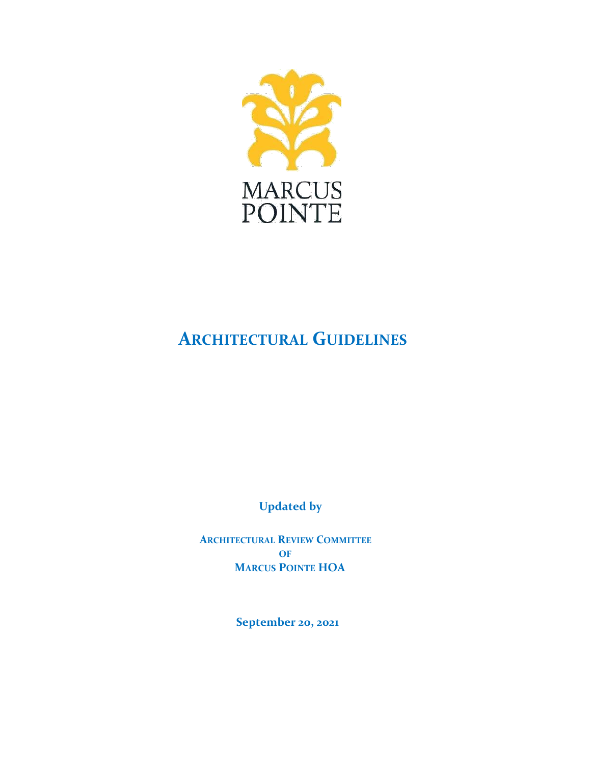MARCUS
POINTE

# ARCHITECTURAL GUIDELINES

**Updated by**

**ARCHITECTURAL REVIEW COMMITTEE**
**OF**
**MARCUS POINTE HOA**

**September 20, 2021**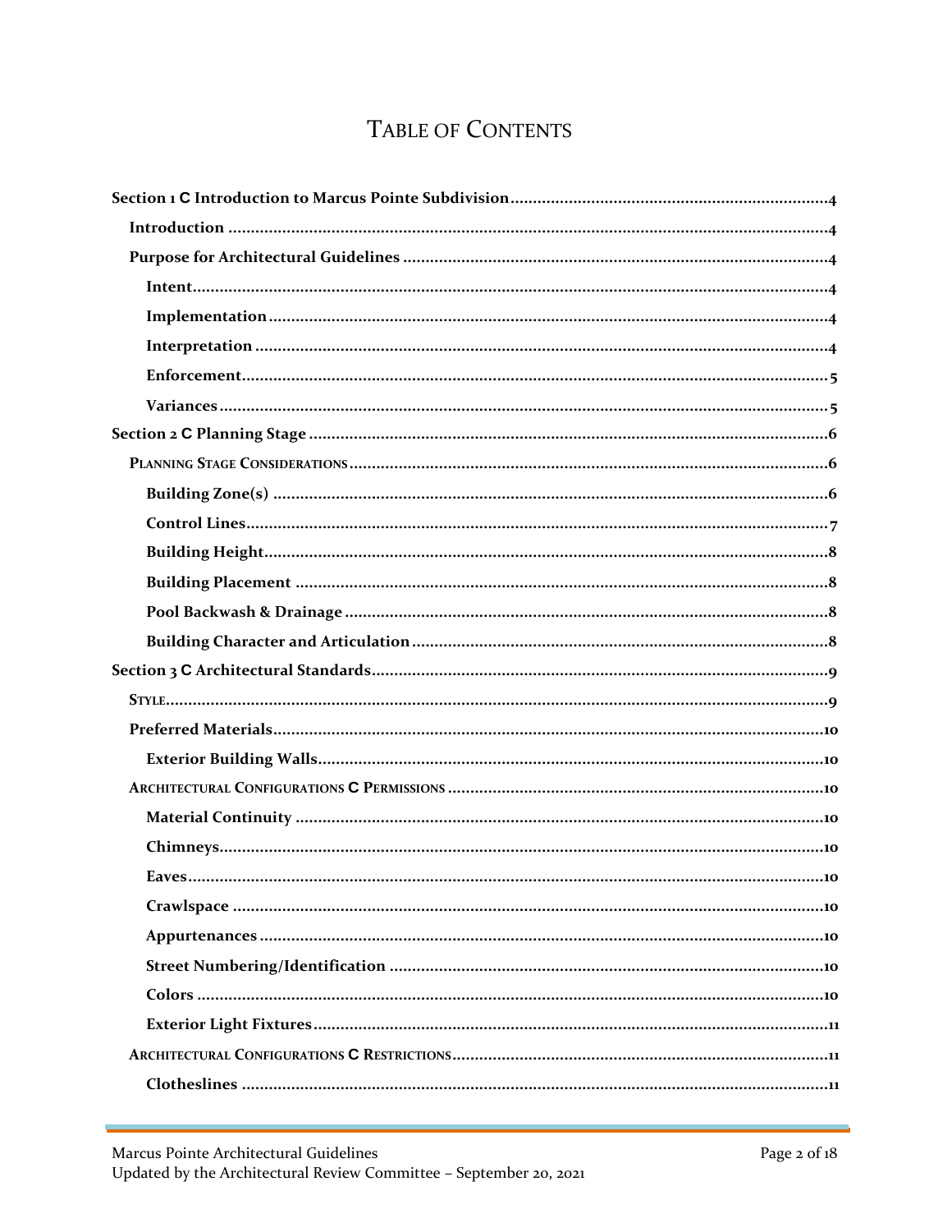# Table of Contents

Section 1 C Introduction to Marcus Pointe Subdivision ........ 4
- Introduction ........ 4
- Purpose for Architectural Guidelines ........ 4
  - Intent ........ 4
  - Implementation ........ 4
  - Interpretation ........ 4
  - Enforcement ........ 5
  - Variances ........ 5

Section 2 C Planning Stage ........ 6
- Planning Stage Considerations ........ 6
  - Building Zone(s) ........ 6
  - Control Lines ........ 7
  - Building Height ........ 8
  - Building Placement ........ 8
  - Pool Backwash & Drainage ........ 8
  - Building Character and Articulation ........ 8

Section 3 C Architectural Standards ........ 9
- Style ........ 9
- Preferred Materials ........ 10
  - Exterior Building Walls ........ 10
- Architectural Configurations C Permissions ........ 10
  - Material Continuity ........ 10
  - Chimneys ........ 10
  - Eaves ........ 10
  - Crawlspace ........ 10
  - Appurtenances ........ 10
  - Street Numbering/Identification ........ 10
  - Colors ........ 10
  - Exterior Light Fixtures ........ 11
- Architectural Configurations C Restrictions ........ 11
  - Clotheslines ........ 11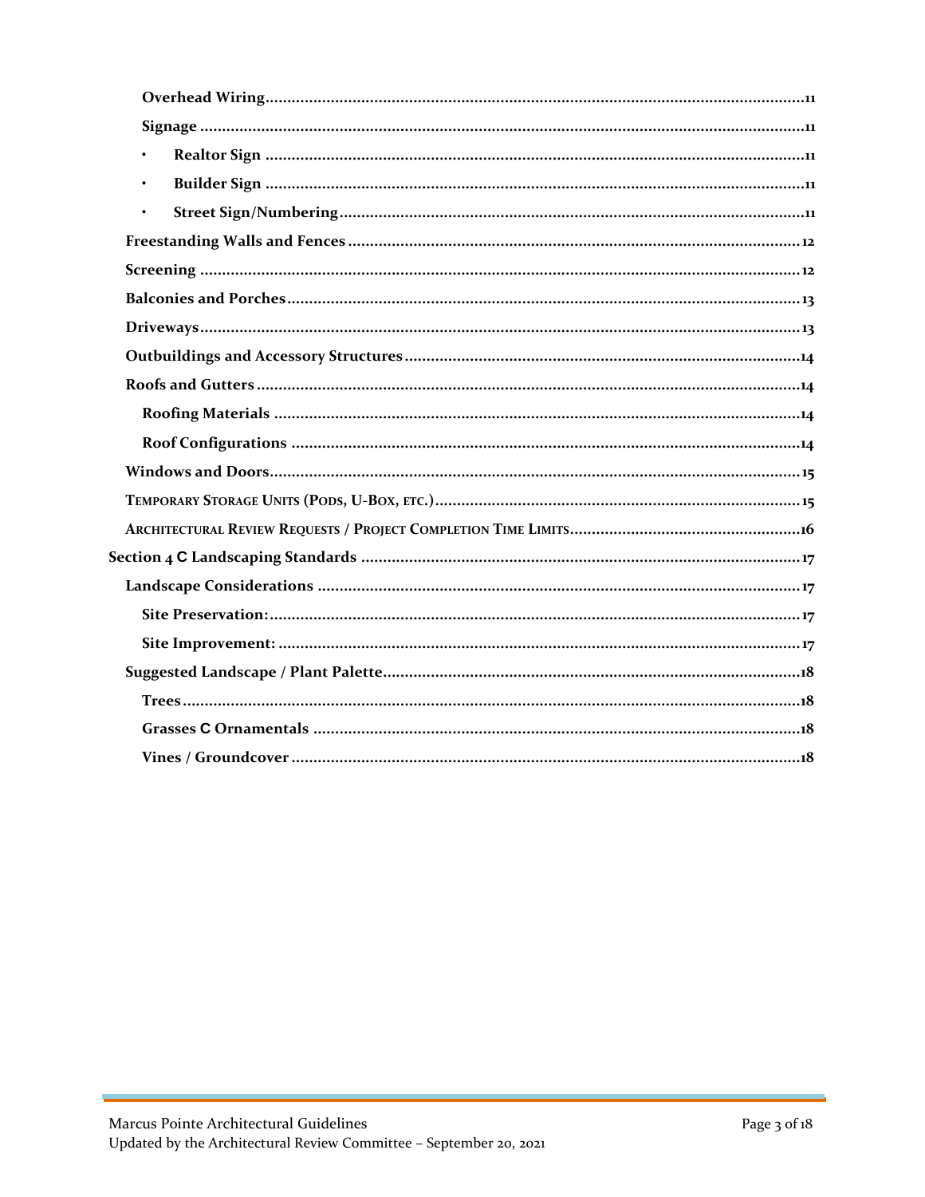Overhead Wiring ........ 11

Signage ........ 11

- Realtor Sign ........ 11
- Builder Sign ........ 11
- Street Sign/Numbering ........ 11

Freestanding Walls and Fences ........ 12

Screening ........ 12

Balconies and Porches ........ 13

Driveways ........ 13

Outbuildings and Accessory Structures ........ 14

Roofs and Gutters ........ 14

Roofing Materials ........ 14

Roof Configurations ........ 14

Windows and Doors ........ 15

Temporary Storage Units (Pods, U-Box, etc.) ........ 15

Architectural Review Requests / Project Completion Time Limits ........ 16

Section 4 C Landscaping Standards ........ 17

Landscape Considerations ........ 17

Site Preservation: ........ 17

Site Improvement: ........ 17

Suggested Landscape / Plant Palette ........ 18

Trees ........ 18

Grasses C Ornamentals ........ 18

Vines / Groundcover ........ 18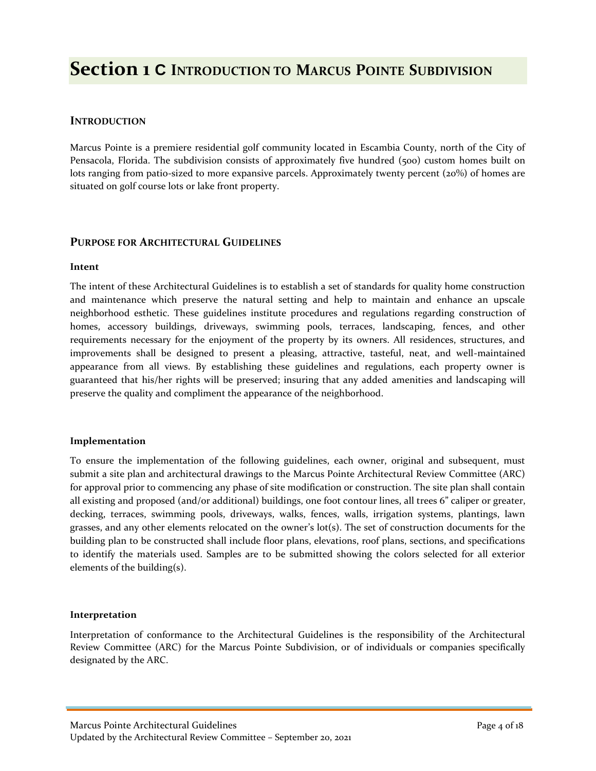# Section 1 C Introduction to Marcus Pointe Subdivision

## Introduction

Marcus Pointe is a premiere residential golf community located in Escambia County, north of the City of Pensacola, Florida. The subdivision consists of approximately five hundred (500) custom homes built on lots ranging from patio-sized to more expansive parcels. Approximately twenty percent (20%) of homes are situated on golf course lots or lake front property.

## Purpose for Architectural Guidelines

### Intent

The intent of these Architectural Guidelines is to establish a set of standards for quality home construction and maintenance which preserve the natural setting and help to maintain and enhance an upscale neighborhood esthetic. These guidelines institute procedures and regulations regarding construction of homes, accessory buildings, driveways, swimming pools, terraces, landscaping, fences, and other requirements necessary for the enjoyment of the property by its owners. All residences, structures, and improvements shall be designed to present a pleasing, attractive, tasteful, neat, and well-maintained appearance from all views. By establishing these guidelines and regulations, each property owner is guaranteed that his/her rights will be preserved; insuring that any added amenities and landscaping will preserve the quality and compliment the appearance of the neighborhood.

### Implementation

To ensure the implementation of the following guidelines, each owner, original and subsequent, must submit a site plan and architectural drawings to the Marcus Pointe Architectural Review Committee (ARC) for approval prior to commencing any phase of site modification or construction. The site plan shall contain all existing and proposed (and/or additional) buildings, one foot contour lines, all trees 6" caliper or greater, decking, terraces, swimming pools, driveways, walks, fences, walls, irrigation systems, plantings, lawn grasses, and any other elements relocated on the owner's lot(s). The set of construction documents for the building plan to be constructed shall include floor plans, elevations, roof plans, sections, and specifications to identify the materials used. Samples are to be submitted showing the colors selected for all exterior elements of the building(s).

### Interpretation

Interpretation of conformance to the Architectural Guidelines is the responsibility of the Architectural Review Committee (ARC) for the Marcus Pointe Subdivision, or of individuals or companies specifically designated by the ARC.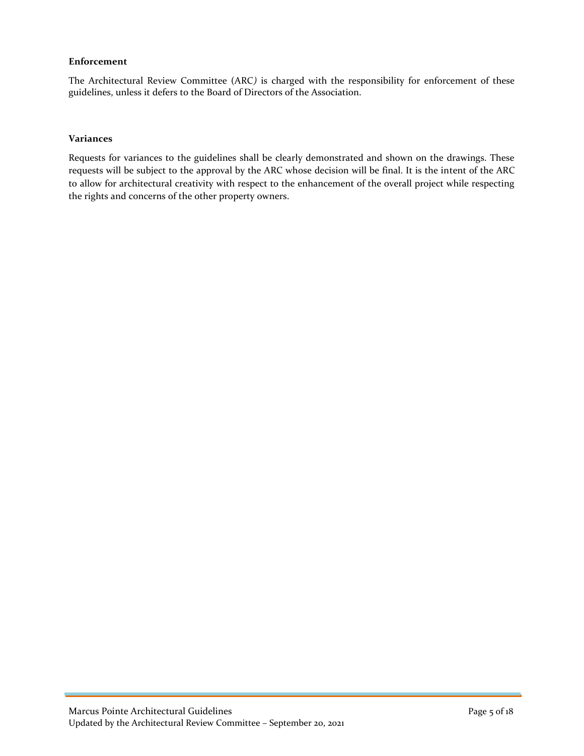**Enforcement**

The Architectural Review Committee (ARC) is charged with the responsibility for enforcement of these guidelines, unless it defers to the Board of Directors of the Association.

**Variances**

Requests for variances to the guidelines shall be clearly demonstrated and shown on the drawings. These requests will be subject to the approval by the ARC whose decision will be final. It is the intent of the ARC to allow for architectural creativity with respect to the enhancement of the overall project while respecting the rights and concerns of the other property owners.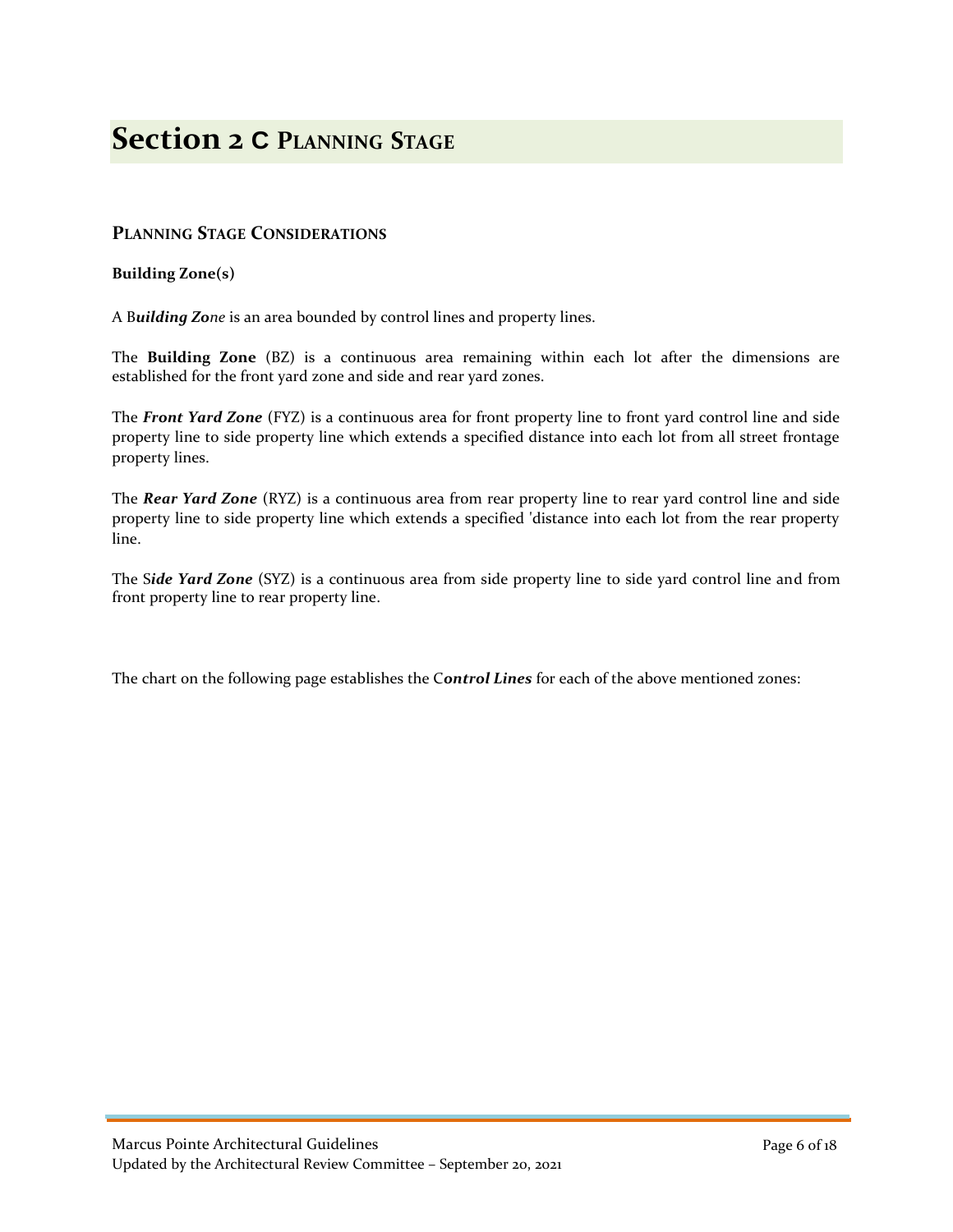# Section 2 C Planning Stage

## Planning Stage Considerations

### Building Zone(s)

A B***uilding Zo****ne* is an area bounded by control lines and property lines.

The **Building Zone** (BZ) is a continuous area remaining within each lot after the dimensions are established for the front yard zone and side and rear yard zones.

The ***Front Yard Zone*** (FYZ) is a continuous area for front property line to front yard control line and side property line to side property line which extends a specified distance into each lot from all street frontage property lines.

The ***Rear Yard Zone*** (RYZ) is a continuous area from rear property line to rear yard control line and side property line to side property line which extends a specified 'distance into each lot from the rear property line.

The S***ide Yard Zone*** (SYZ) is a continuous area from side property line to side yard control line and from front property line to rear property line.

The chart on the following page establishes the C***ontrol Lines*** for each of the above mentioned zones: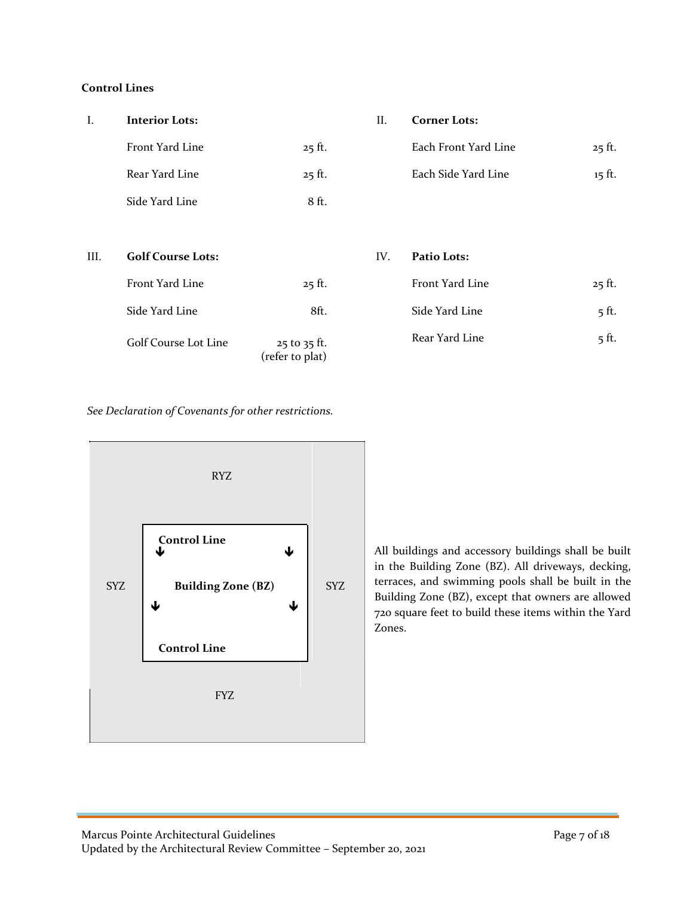**Control Lines**

I. **Interior Lots:**

| | |
|---|---|
| Front Yard Line | 25 ft. |
| Rear Yard Line | 25 ft. |
| Side Yard Line | 8 ft. |

II. **Corner Lots:**

| | |
|---|---|
| Each Front Yard Line | 25 ft. |
| Each Side Yard Line | 15 ft. |

III. **Golf Course Lots:**

| | |
|---|---|
| Front Yard Line | 25 ft. |
| Side Yard Line | 8ft. |
| Golf Course Lot Line | 25 to 35 ft. (refer to plat) |

IV. **Patio Lots:**

| | |
|---|---|
| Front Yard Line | 25 ft. |
| Side Yard Line | 5 ft. |
| Rear Yard Line | 5 ft. |

*See Declaration of Covenants for other restrictions.*

RYZ

SYZ | **Control Line** | **Building Zone (BZ)** | **Control Line** | SYZ

FYZ

All buildings and accessory buildings shall be built in the Building Zone (BZ). All driveways, decking, terraces, and swimming pools shall be built in the Building Zone (BZ), except that owners are allowed 720 square feet to build these items within the Yard Zones.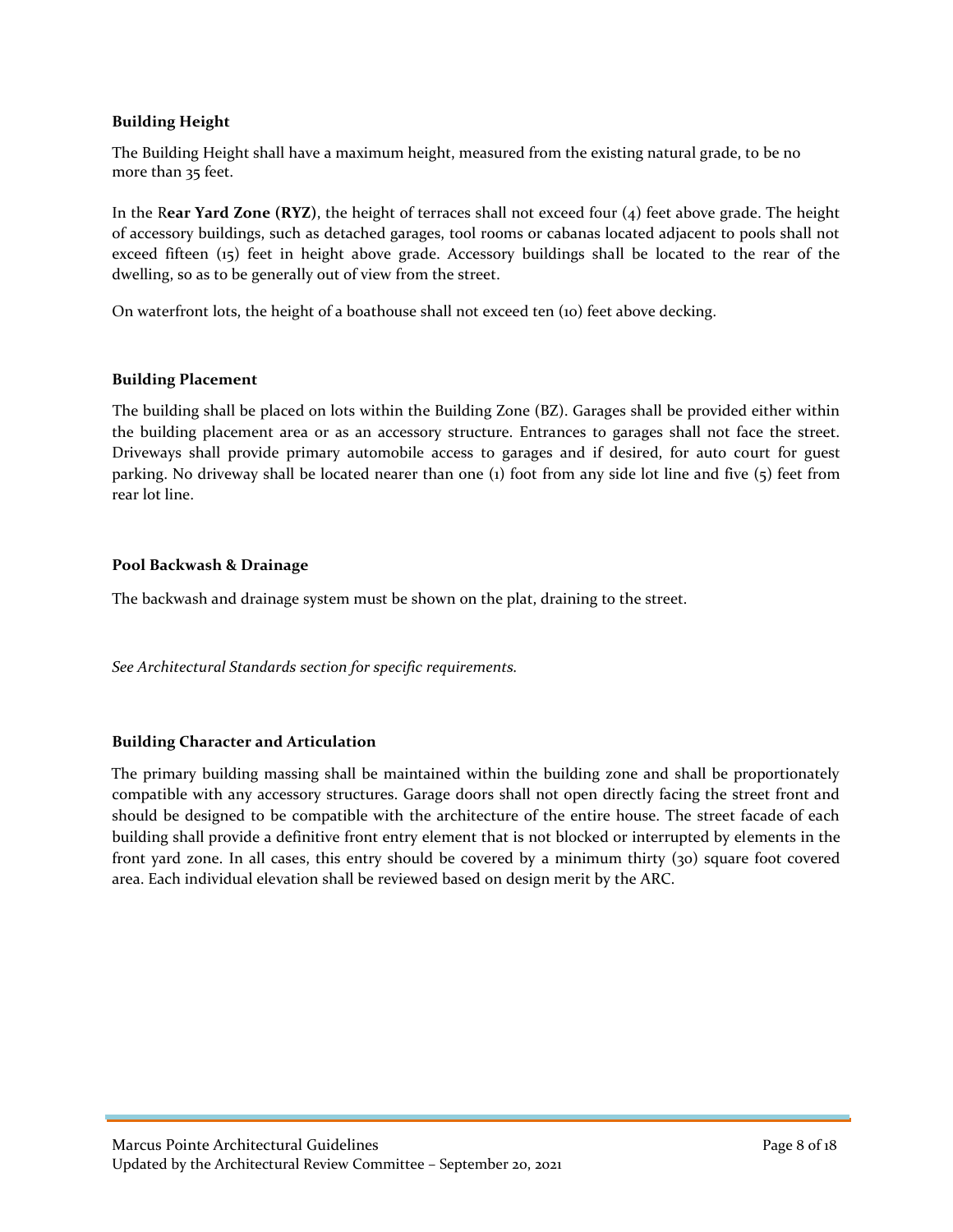**Building Height**

The Building Height shall have a maximum height, measured from the existing natural grade, to be no more than 35 feet.

In the R**ear Yard Zone (RYZ)**, the height of terraces shall not exceed four (4) feet above grade. The height of accessory buildings, such as detached garages, tool rooms or cabanas located adjacent to pools shall not exceed fifteen (15) feet in height above grade. Accessory buildings shall be located to the rear of the dwelling, so as to be generally out of view from the street.

On waterfront lots, the height of a boathouse shall not exceed ten (10) feet above decking.

**Building Placement**

The building shall be placed on lots within the Building Zone (BZ). Garages shall be provided either within the building placement area or as an accessory structure. Entrances to garages shall not face the street. Driveways shall provide primary automobile access to garages and if desired, for auto court for guest parking. No driveway shall be located nearer than one (1) foot from any side lot line and five (5) feet from rear lot line.

**Pool Backwash & Drainage**

The backwash and drainage system must be shown on the plat, draining to the street.

*See Architectural Standards section for specific requirements.*

**Building Character and Articulation**

The primary building massing shall be maintained within the building zone and shall be proportionately compatible with any accessory structures. Garage doors shall not open directly facing the street front and should be designed to be compatible with the architecture of the entire house. The street facade of each building shall provide a definitive front entry element that is not blocked or interrupted by elements in the front yard zone. In all cases, this entry should be covered by a minimum thirty (30) square foot covered area. Each individual elevation shall be reviewed based on design merit by the ARC.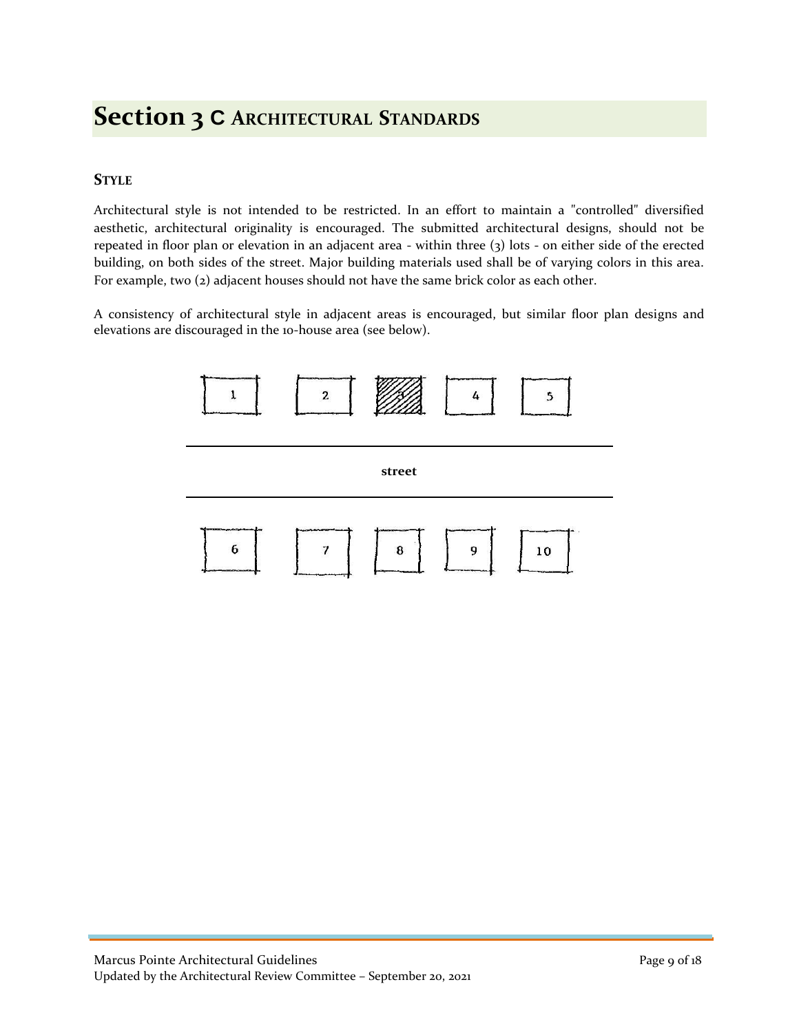# Section 3 C ARCHITECTURAL STANDARDS

## STYLE

Architectural style is not intended to be restricted. In an effort to maintain a "controlled" diversified aesthetic, architectural originality is encouraged. The submitted architectural designs, should not be repeated in floor plan or elevation in an adjacent area - within three (3) lots - on either side of the erected building, on both sides of the street. Major building materials used shall be of varying colors in this area. For example, two (2) adjacent houses should not have the same brick color as each other.

A consistency of architectural style in adjacent areas is encouraged, but similar floor plan designs and elevations are discouraged in the 10-house area (see below).

1 2 3 4 5

street

6 7 8 9 10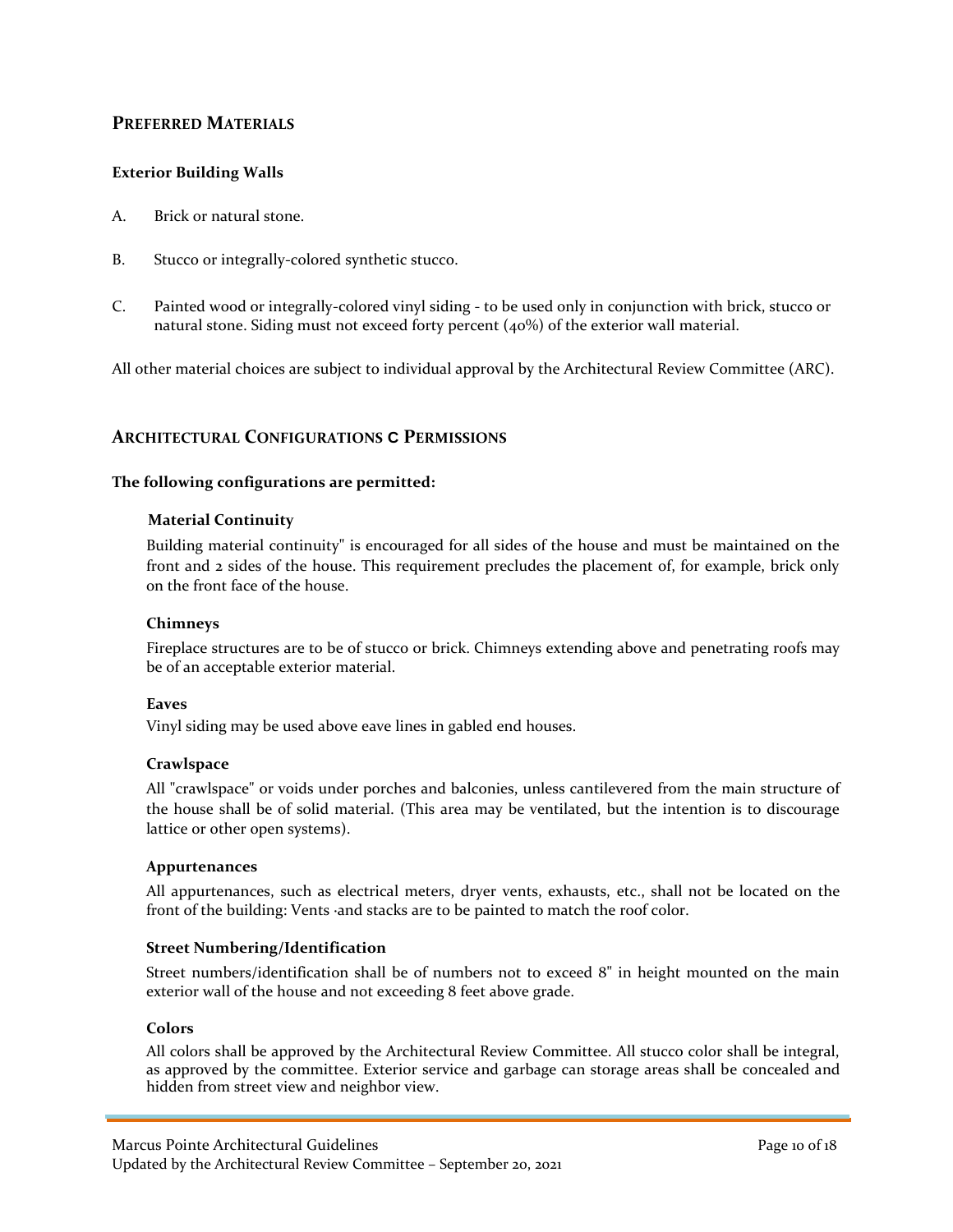## Preferred Materials

**Exterior Building Walls**

A. Brick or natural stone.

B. Stucco or integrally-colored synthetic stucco.

C. Painted wood or integrally-colored vinyl siding - to be used only in conjunction with brick, stucco or natural stone. Siding must not exceed forty percent (40%) of the exterior wall material.

All other material choices are subject to individual approval by the Architectural Review Committee (ARC).

## Architectural Configurations C Permissions

**The following configurations are permitted:**

**Material Continuity**

Building material continuity" is encouraged for all sides of the house and must be maintained on the front and 2 sides of the house. This requirement precludes the placement of, for example, brick only on the front face of the house.

**Chimneys**

Fireplace structures are to be of stucco or brick. Chimneys extending above and penetrating roofs may be of an acceptable exterior material.

**Eaves**

Vinyl siding may be used above eave lines in gabled end houses.

**Crawlspace**

All "crawlspace" or voids under porches and balconies, unless cantilevered from the main structure of the house shall be of solid material. (This area may be ventilated, but the intention is to discourage lattice or other open systems).

**Appurtenances**

All appurtenances, such as electrical meters, dryer vents, exhausts, etc., shall not be located on the front of the building: Vents ·and stacks are to be painted to match the roof color.

**Street Numbering/Identification**

Street numbers/identification shall be of numbers not to exceed 8" in height mounted on the main exterior wall of the house and not exceeding 8 feet above grade.

**Colors**

All colors shall be approved by the Architectural Review Committee. All stucco color shall be integral, as approved by the committee. Exterior service and garbage can storage areas shall be concealed and hidden from street view and neighbor view.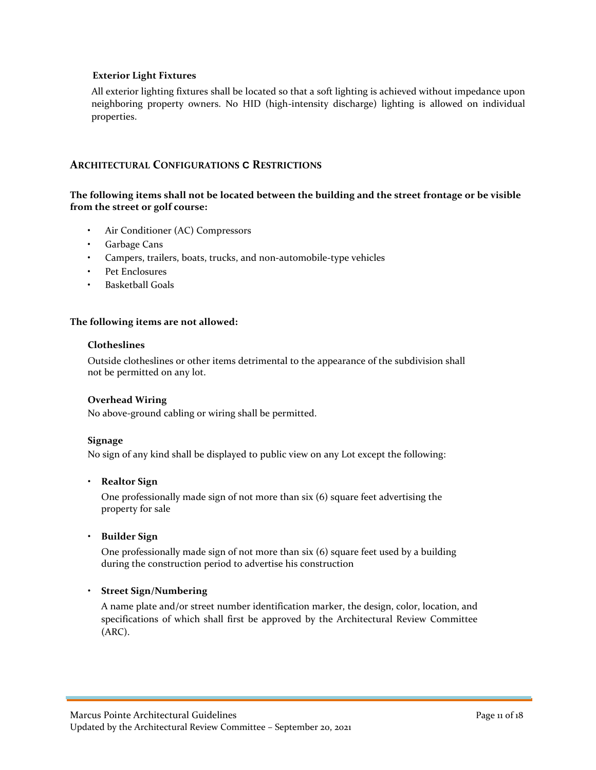### Exterior Light Fixtures

All exterior lighting fixtures shall be located so that a soft lighting is achieved without impedance upon neighboring property owners. No HID (high-intensity discharge) lighting is allowed on individual properties.

## ARCHITECTURAL CONFIGURATIONS C RESTRICTIONS

**The following items shall not be located between the building and the street frontage or be visible from the street or golf course:**

- Air Conditioner (AC) Compressors
- Garbage Cans
- Campers, trailers, boats, trucks, and non-automobile-type vehicles
- Pet Enclosures
- Basketball Goals

**The following items are not allowed:**

### Clotheslines

Outside clotheslines or other items detrimental to the appearance of the subdivision shall not be permitted on any lot.

### Overhead Wiring

No above-ground cabling or wiring shall be permitted.

### Signage

No sign of any kind shall be displayed to public view on any Lot except the following:

- **Realtor Sign**

  One professionally made sign of not more than six (6) square feet advertising the property for sale

- **Builder Sign**

  One professionally made sign of not more than six (6) square feet used by a building during the construction period to advertise his construction

- **Street Sign/Numbering**

  A name plate and/or street number identification marker, the design, color, location, and specifications of which shall first be approved by the Architectural Review Committee (ARC).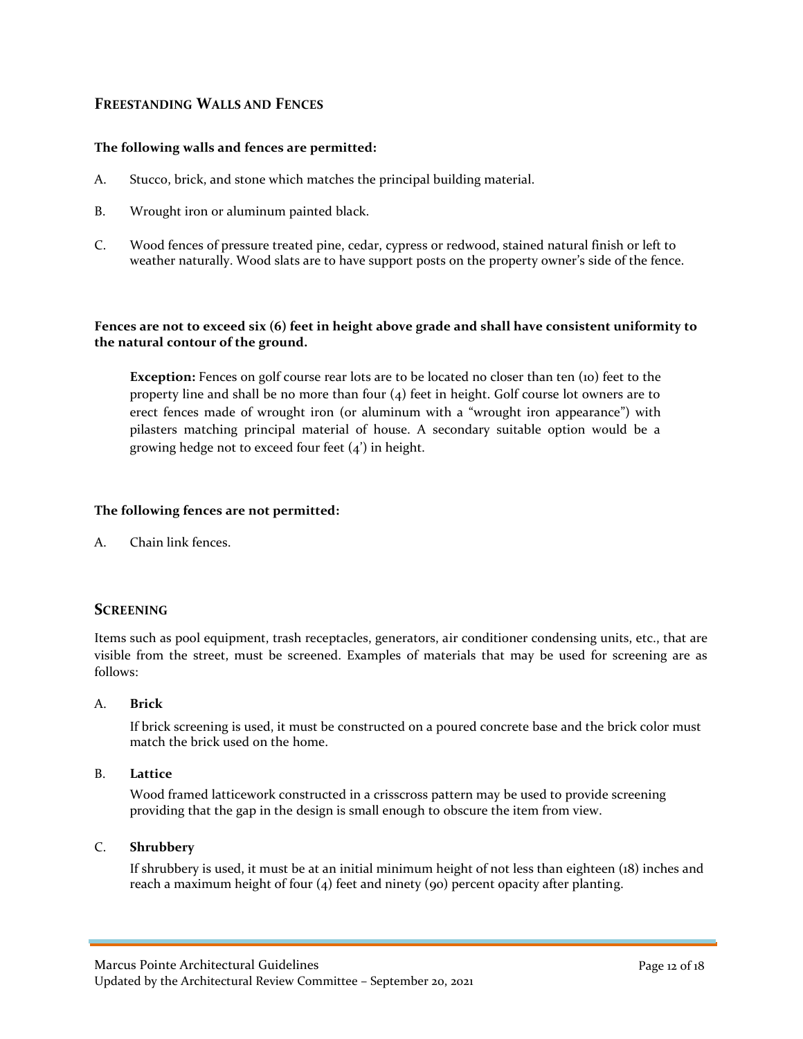## FREESTANDING WALLS AND FENCES

**The following walls and fences are permitted:**

A. Stucco, brick, and stone which matches the principal building material.

B. Wrought iron or aluminum painted black.

C. Wood fences of pressure treated pine, cedar, cypress or redwood, stained natural finish or left to weather naturally. Wood slats are to have support posts on the property owner's side of the fence.

**Fences are not to exceed six (6) feet in height above grade and shall have consistent uniformity to the natural contour of the ground.**

> **Exception:** Fences on golf course rear lots are to be located no closer than ten (10) feet to the property line and shall be no more than four (4) feet in height. Golf course lot owners are to erect fences made of wrought iron (or aluminum with a "wrought iron appearance") with pilasters matching principal material of house. A secondary suitable option would be a growing hedge not to exceed four feet (4') in height.

**The following fences are not permitted:**

A. Chain link fences.

## SCREENING

Items such as pool equipment, trash receptacles, generators, air conditioner condensing units, etc., that are visible from the street, must be screened. Examples of materials that may be used for screening are as follows:

A. **Brick**

If brick screening is used, it must be constructed on a poured concrete base and the brick color must match the brick used on the home.

B. **Lattice**

Wood framed latticework constructed in a crisscross pattern may be used to provide screening providing that the gap in the design is small enough to obscure the item from view.

C. **Shrubbery**

If shrubbery is used, it must be at an initial minimum height of not less than eighteen (18) inches and reach a maximum height of four (4) feet and ninety (90) percent opacity after planting.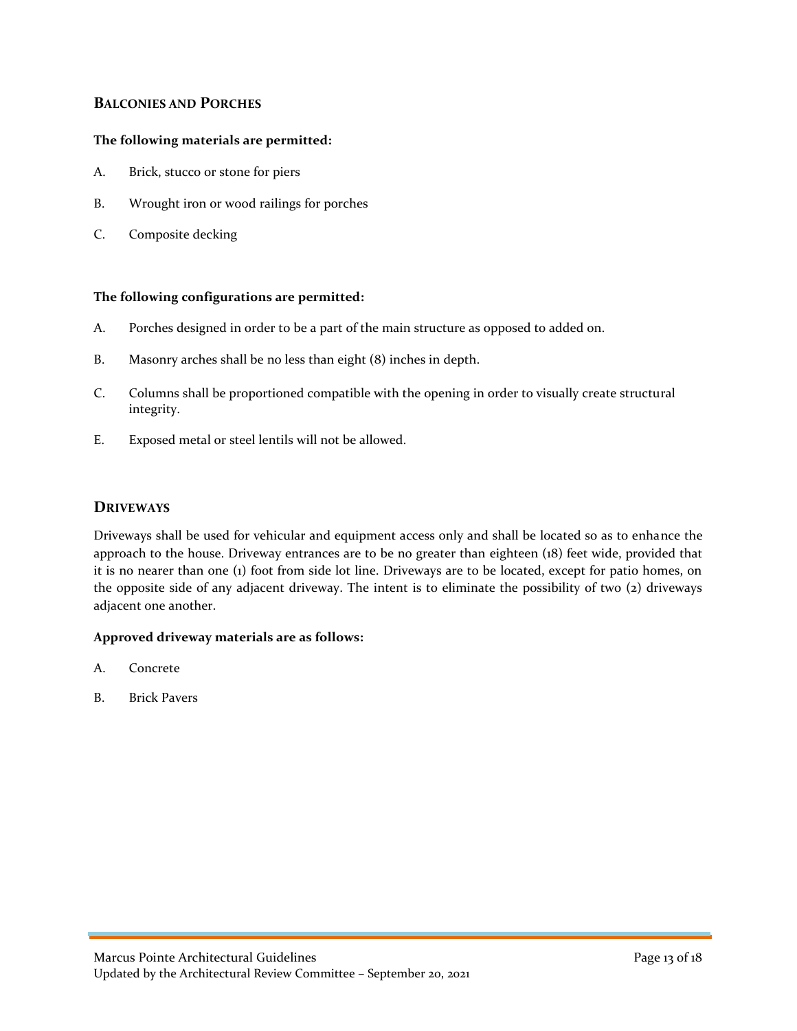## BALCONIES AND PORCHES

**The following materials are permitted:**

A. Brick, stucco or stone for piers

B. Wrought iron or wood railings for porches

C. Composite decking

**The following configurations are permitted:**

A. Porches designed in order to be a part of the main structure as opposed to added on.

B. Masonry arches shall be no less than eight (8) inches in depth.

C. Columns shall be proportioned compatible with the opening in order to visually create structural integrity.

E. Exposed metal or steel lentils will not be allowed.

## DRIVEWAYS

Driveways shall be used for vehicular and equipment access only and shall be located so as to enhance the approach to the house. Driveway entrances are to be no greater than eighteen (18) feet wide, provided that it is no nearer than one (1) foot from side lot line. Driveways are to be located, except for patio homes, on the opposite side of any adjacent driveway. The intent is to eliminate the possibility of two (2) driveways adjacent one another.

**Approved driveway materials are as follows:**

A. Concrete

B. Brick Pavers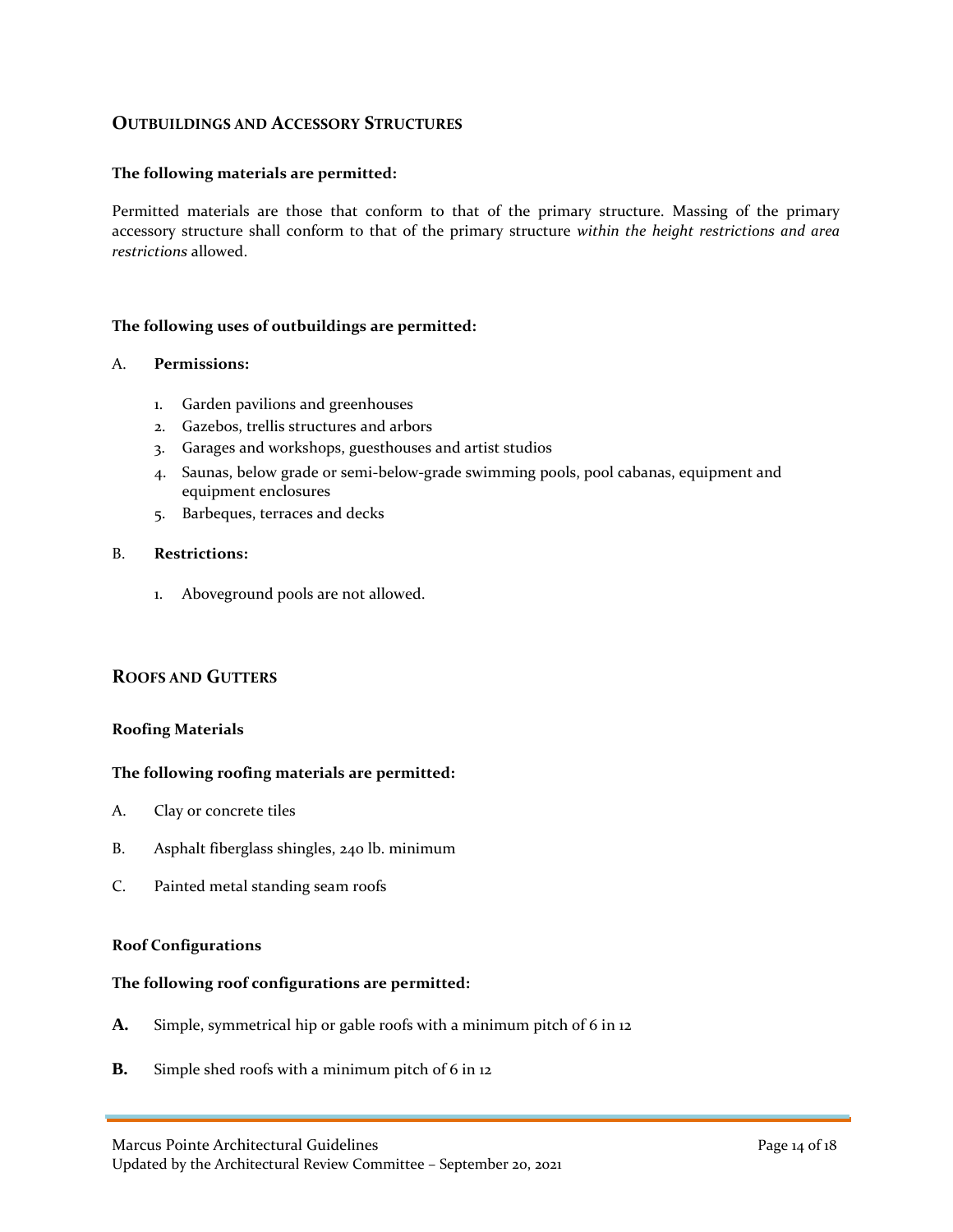## Outbuildings and Accessory Structures

**The following materials are permitted:**

Permitted materials are those that conform to that of the primary structure. Massing of the primary accessory structure shall conform to that of the primary structure *within the height restrictions and area restrictions* allowed.

**The following uses of outbuildings are permitted:**

A. **Permissions:**

1. Garden pavilions and greenhouses
2. Gazebos, trellis structures and arbors
3. Garages and workshops, guesthouses and artist studios
4. Saunas, below grade or semi-below-grade swimming pools, pool cabanas, equipment and equipment enclosures
5. Barbeques, terraces and decks

B. **Restrictions:**

1. Aboveground pools are not allowed.

## Roofs and Gutters

### Roofing Materials

**The following roofing materials are permitted:**

A. Clay or concrete tiles

B. Asphalt fiberglass shingles, 240 lb. minimum

C. Painted metal standing seam roofs

### Roof Configurations

**The following roof configurations are permitted:**

**A.** Simple, symmetrical hip or gable roofs with a minimum pitch of 6 in 12

**B.** Simple shed roofs with a minimum pitch of 6 in 12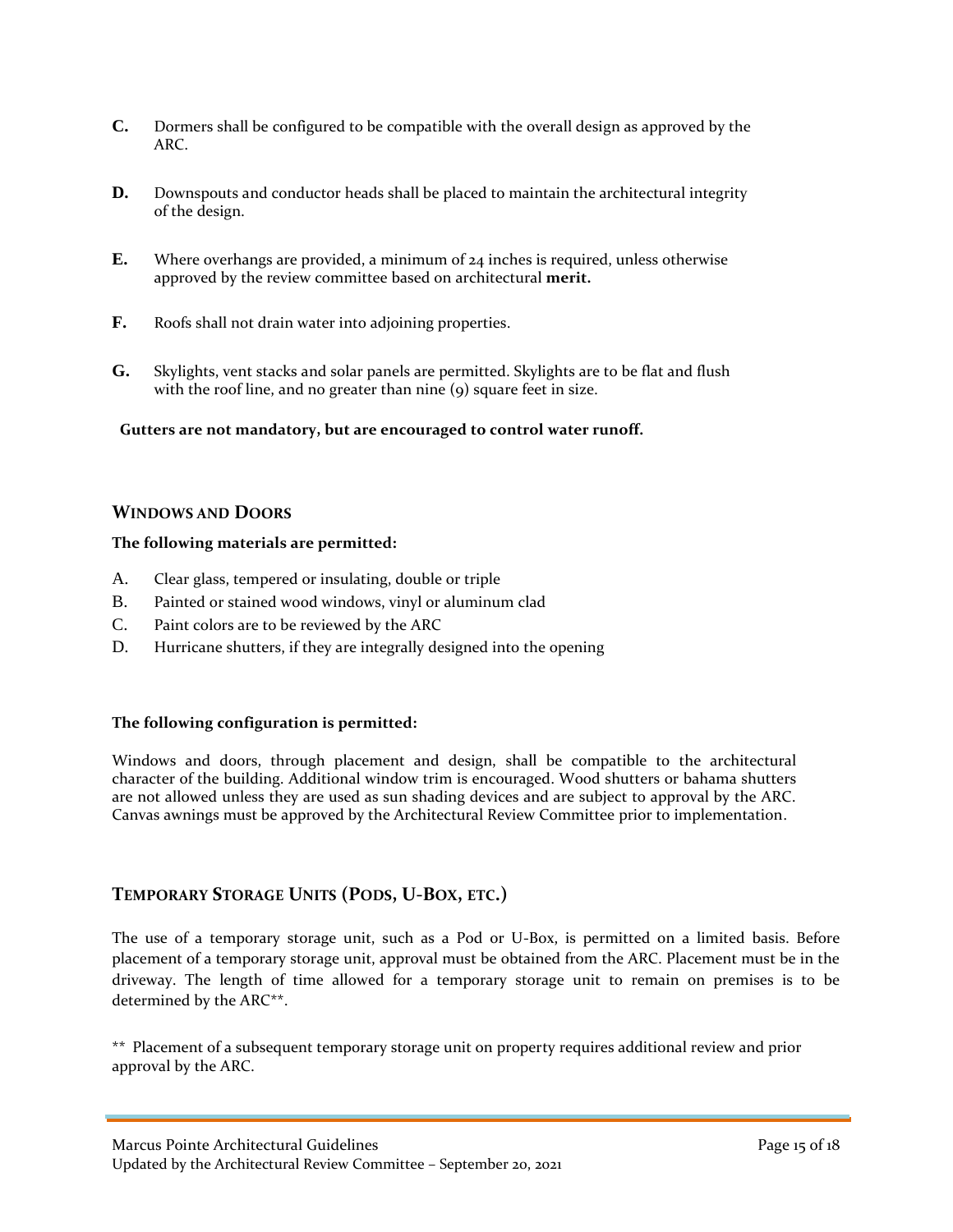**C.** Dormers shall be configured to be compatible with the overall design as approved by the ARC.

**D.** Downspouts and conductor heads shall be placed to maintain the architectural integrity of the design.

**E.** Where overhangs are provided, a minimum of 24 inches is required, unless otherwise approved by the review committee based on architectural **merit.**

**F.** Roofs shall not drain water into adjoining properties.

**G.** Skylights, vent stacks and solar panels are permitted. Skylights are to be flat and flush with the roof line, and no greater than nine (9) square feet in size.

**Gutters are not mandatory, but are encouraged to control water runoff.**

## WINDOWS AND DOORS

**The following materials are permitted:**

A. Clear glass, tempered or insulating, double or triple
B. Painted or stained wood windows, vinyl or aluminum clad
C. Paint colors are to be reviewed by the ARC
D. Hurricane shutters, if they are integrally designed into the opening

**The following configuration is permitted:**

Windows and doors, through placement and design, shall be compatible to the architectural character of the building. Additional window trim is encouraged. Wood shutters or bahama shutters are not allowed unless they are used as sun shading devices and are subject to approval by the ARC. Canvas awnings must be approved by the Architectural Review Committee prior to implementation.

## TEMPORARY STORAGE UNITS (PODS, U-BOX, ETC.)

The use of a temporary storage unit, such as a Pod or U-Box, is permitted on a limited basis. Before placement of a temporary storage unit, approval must be obtained from the ARC. Placement must be in the driveway. The length of time allowed for a temporary storage unit to remain on premises is to be determined by the ARC**.

** Placement of a subsequent temporary storage unit on property requires additional review and prior approval by the ARC.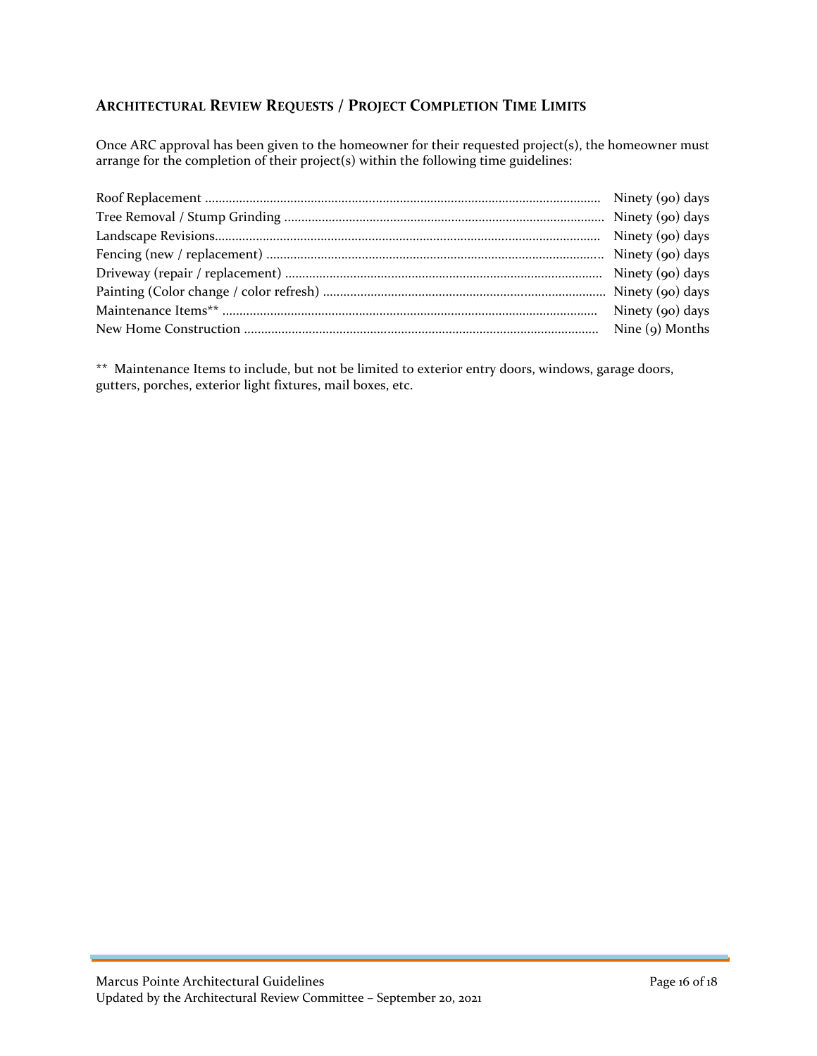## ARCHITECTURAL REVIEW REQUESTS / PROJECT COMPLETION TIME LIMITS

Once ARC approval has been given to the homeowner for their requested project(s), the homeowner must arrange for the completion of their project(s) within the following time guidelines:

| Project | Time Limit |
|---|---|
| Roof Replacement | Ninety (90) days |
| Tree Removal / Stump Grinding | Ninety (90) days |
| Landscape Revisions | Ninety (90) days |
| Fencing (new / replacement) | Ninety (90) days |
| Driveway (repair / replacement) | Ninety (90) days |
| Painting (Color change / color refresh) | Ninety (90) days |
| Maintenance Items** | Ninety (90) days |
| New Home Construction | Nine (9) Months |

** Maintenance Items to include, but not be limited to exterior entry doors, windows, garage doors, gutters, porches, exterior light fixtures, mail boxes, etc.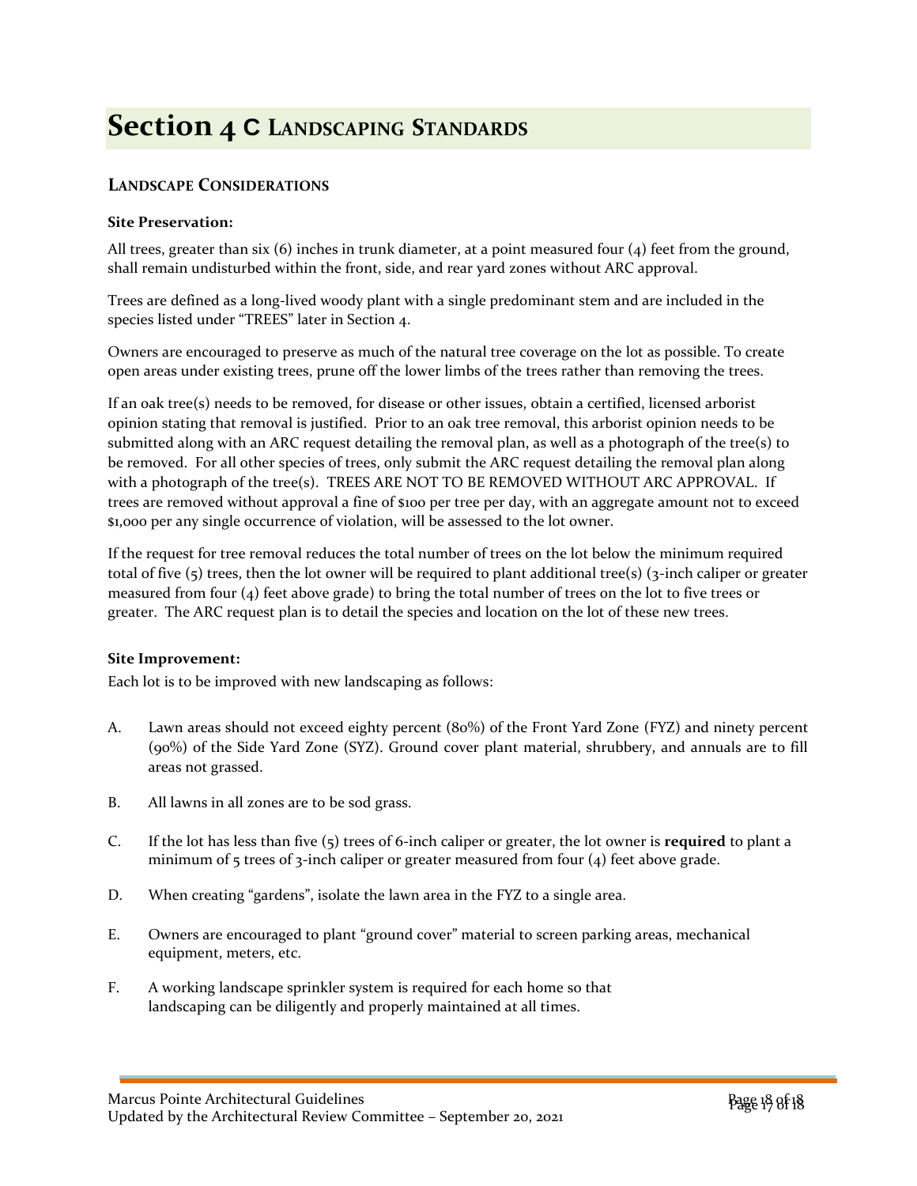# Section 4 C LANDSCAPING STANDARDS

## LANDSCAPE CONSIDERATIONS

**Site Preservation:**

All trees, greater than six (6) inches in trunk diameter, at a point measured four (4) feet from the ground, shall remain undisturbed within the front, side, and rear yard zones without ARC approval.

Trees are defined as a long-lived woody plant with a single predominant stem and are included in the species listed under "TREES" later in Section 4.

Owners are encouraged to preserve as much of the natural tree coverage on the lot as possible. To create open areas under existing trees, prune off the lower limbs of the trees rather than removing the trees.

If an oak tree(s) needs to be removed, for disease or other issues, obtain a certified, licensed arborist opinion stating that removal is justified. Prior to an oak tree removal, this arborist opinion needs to be submitted along with an ARC request detailing the removal plan, as well as a photograph of the tree(s) to be removed. For all other species of trees, only submit the ARC request detailing the removal plan along with a photograph of the tree(s). TREES ARE NOT TO BE REMOVED WITHOUT ARC APPROVAL. If trees are removed without approval a fine of $100 per tree per day, with an aggregate amount not to exceed $1,000 per any single occurrence of violation, will be assessed to the lot owner.

If the request for tree removal reduces the total number of trees on the lot below the minimum required total of five (5) trees, then the lot owner will be required to plant additional tree(s) (3-inch caliper or greater measured from four (4) feet above grade) to bring the total number of trees on the lot to five trees or greater. The ARC request plan is to detail the species and location on the lot of these new trees.

**Site Improvement:**

Each lot is to be improved with new landscaping as follows:

A. Lawn areas should not exceed eighty percent (80%) of the Front Yard Zone (FYZ) and ninety percent (90%) of the Side Yard Zone (SYZ). Ground cover plant material, shrubbery, and annuals are to fill areas not grassed.

B. All lawns in all zones are to be sod grass.

C. If the lot has less than five (5) trees of 6-inch caliper or greater, the lot owner is **required** to plant a minimum of 5 trees of 3-inch caliper or greater measured from four (4) feet above grade.

D. When creating "gardens", isolate the lawn area in the FYZ to a single area.

E. Owners are encouraged to plant "ground cover" material to screen parking areas, mechanical equipment, meters, etc.

F. A working landscape sprinkler system is required for each home so that landscaping can be diligently and properly maintained at all times.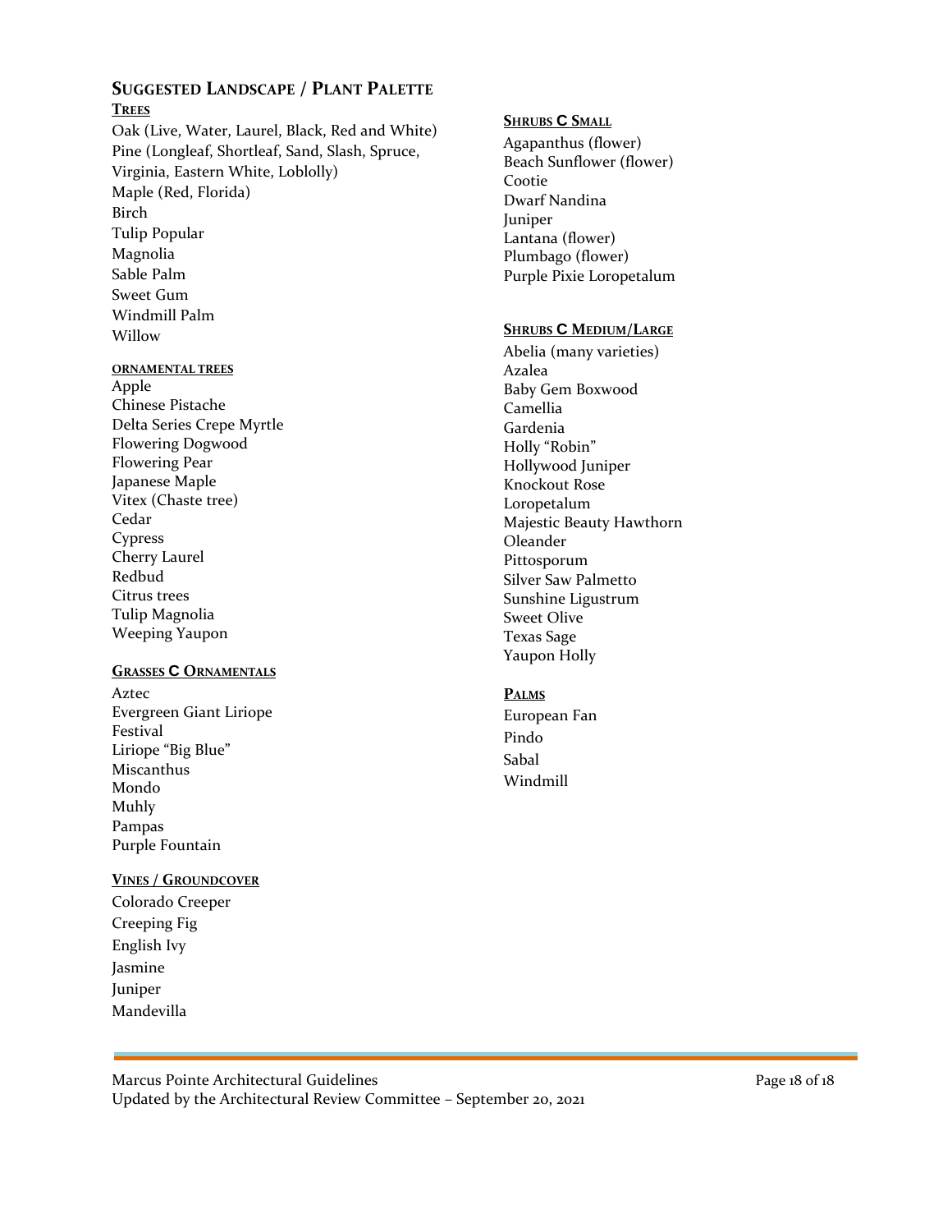## Suggested Landscape / Plant Palette

### Trees

Oak (Live, Water, Laurel, Black, Red and White)
Pine (Longleaf, Shortleaf, Sand, Slash, Spruce, Virginia, Eastern White, Loblolly)
Maple (Red, Florida)
Birch
Tulip Popular
Magnolia
Sable Palm
Sweet Gum
Windmill Palm
Willow

#### Ornamental Trees

Apple
Chinese Pistache
Delta Series Crepe Myrtle
Flowering Dogwood
Flowering Pear
Japanese Maple
Vitex (Chaste tree)
Cedar
Cypress
Cherry Laurel
Redbud
Citrus trees
Tulip Magnolia
Weeping Yaupon

### Grasses C Ornamentals

Aztec
Evergreen Giant Liriope
Festival
Liriope "Big Blue"
Miscanthus
Mondo
Muhly
Pampas
Purple Fountain

### Vines / Groundcover

Colorado Creeper
Creeping Fig
English Ivy
Jasmine
Juniper
Mandevilla

### Shrubs C Small

Agapanthus (flower)
Beach Sunflower (flower)
Cootie
Dwarf Nandina
Juniper
Lantana (flower)
Plumbago (flower)
Purple Pixie Loropetalum

### Shrubs C Medium/Large

Abelia (many varieties)
Azalea
Baby Gem Boxwood
Camellia
Gardenia
Holly "Robin"
Hollywood Juniper
Knockout Rose
Loropetalum
Majestic Beauty Hawthorn
Oleander
Pittosporum
Silver Saw Palmetto
Sunshine Ligustrum
Sweet Olive
Texas Sage
Yaupon Holly

### Palms

European Fan
Pindo
Sabal
Windmill